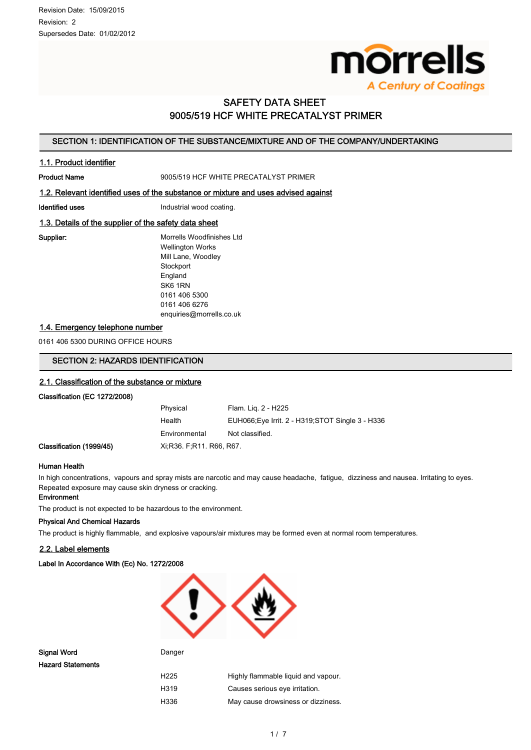Revision Date: 15/09/2015
Revision: 2
Supersedes Date: 01/02/2012

# SAFETY DATA SHEET
# 9005/519 HCF WHITE PRECATALYST PRIMER

## SECTION 1: IDENTIFICATION OF THE SUBSTANCE/MIXTURE AND OF THE COMPANY/UNDERTAKING

### 1.1. Product identifier

**Product Name** 9005/519 HCF WHITE PRECATALYST PRIMER

### 1.2. Relevant identified uses of the substance or mixture and uses advised against

**Identified uses** Industrial wood coating.

### 1.3. Details of the supplier of the safety data sheet

**Supplier:**
Morrells Woodfinishes Ltd
Wellington Works
Mill Lane, Woodley
Stockport
England
SK6 1RN
0161 406 5300
0161 406 6276
enquiries@morrells.co.uk

### 1.4. Emergency telephone number

0161 406 5300 DURING OFFICE HOURS

## SECTION 2: HAZARDS IDENTIFICATION

### 2.1. Classification of the substance or mixture

**Classification (EC 1272/2008)**

| | |
|---|---|
| Physical | Flam. Liq. 2 - H225 |
| Health | EUH066;Eye Irrit. 2 - H319;STOT Single 3 - H336 |
| Environmental | Not classified. |

**Classification (1999/45)** Xi;R36. F;R11. R66, R67.

**Human Health**
In high concentrations, vapours and spray mists are narcotic and may cause headache, fatigue, dizziness and nausea. Irritating to eyes. Repeated exposure may cause skin dryness or cracking.

**Environment**
The product is not expected to be hazardous to the environment.

**Physical And Chemical Hazards**
The product is highly flammable, and explosive vapours/air mixtures may be formed even at normal room temperatures.

### 2.2. Label elements

**Label In Accordance With (Ec) No. 1272/2008**

**Signal Word** Danger

**Hazard Statements**

| | |
|---|---|
| H225 | Highly flammable liquid and vapour. |
| H319 | Causes serious eye irritation. |
| H336 | May cause drowsiness or dizziness. |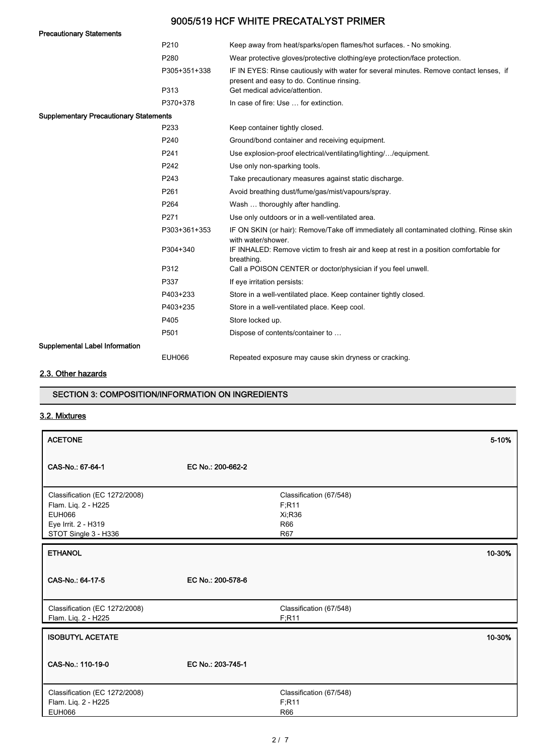**Precautionary Statements**

| | |
|---|---|
| P210 | Keep away from heat/sparks/open flames/hot surfaces. - No smoking. |
| P280 | Wear protective gloves/protective clothing/eye protection/face protection. |
| P305+351+338 | IF IN EYES: Rinse cautiously with water for several minutes. Remove contact lenses, if present and easy to do. Continue rinsing. |
| P313 | Get medical advice/attention. |
| P370+378 | In case of fire: Use … for extinction. |

**Supplementary Precautionary Statements**

| | |
|---|---|
| P233 | Keep container tightly closed. |
| P240 | Ground/bond container and receiving equipment. |
| P241 | Use explosion-proof electrical/ventilating/lighting/…/equipment. |
| P242 | Use only non-sparking tools. |
| P243 | Take precautionary measures against static discharge. |
| P261 | Avoid breathing dust/fume/gas/mist/vapours/spray. |
| P264 | Wash … thoroughly after handling. |
| P271 | Use only outdoors or in a well-ventilated area. |
| P303+361+353 | IF ON SKIN (or hair): Remove/Take off immediately all contaminated clothing. Rinse skin with water/shower. |
| P304+340 | IF INHALED: Remove victim to fresh air and keep at rest in a position comfortable for breathing. |
| P312 | Call a POISON CENTER or doctor/physician if you feel unwell. |
| P337 | If eye irritation persists: |
| P403+233 | Store in a well-ventilated place. Keep container tightly closed. |
| P403+235 | Store in a well-ventilated place. Keep cool. |
| P405 | Store locked up. |
| P501 | Dispose of contents/container to … |

**Supplemental Label Information**

| | |
|---|---|
| EUH066 | Repeated exposure may cause skin dryness or cracking. |

## 2.3. Other hazards

## SECTION 3: COMPOSITION/INFORMATION ON INGREDIENTS

### 3.2. Mixtures

| **ACETONE** | | **5-10%** |
|---|---|---|
| **CAS-No.: 67-64-1** | **EC No.: 200-662-2** | |
| Classification (EC 1272/2008)<br>Flam. Liq. 2 - H225<br>EUH066<br>Eye Irrit. 2 - H319<br>STOT Single 3 - H336 | Classification (67/548)<br>F;R11<br>Xi;R36<br>R66<br>R67 | |

| **ETHANOL** | | **10-30%** |
|---|---|---|
| **CAS-No.: 64-17-5** | **EC No.: 200-578-6** | |
| Classification (EC 1272/2008)<br>Flam. Liq. 2 - H225 | Classification (67/548)<br>F;R11 | |

| **ISOBUTYL ACETATE** | | **10-30%** |
|---|---|---|
| **CAS-No.: 110-19-0** | **EC No.: 203-745-1** | |
| Classification (EC 1272/2008)<br>Flam. Liq. 2 - H225<br>EUH066 | Classification (67/548)<br>F;R11<br>R66 | |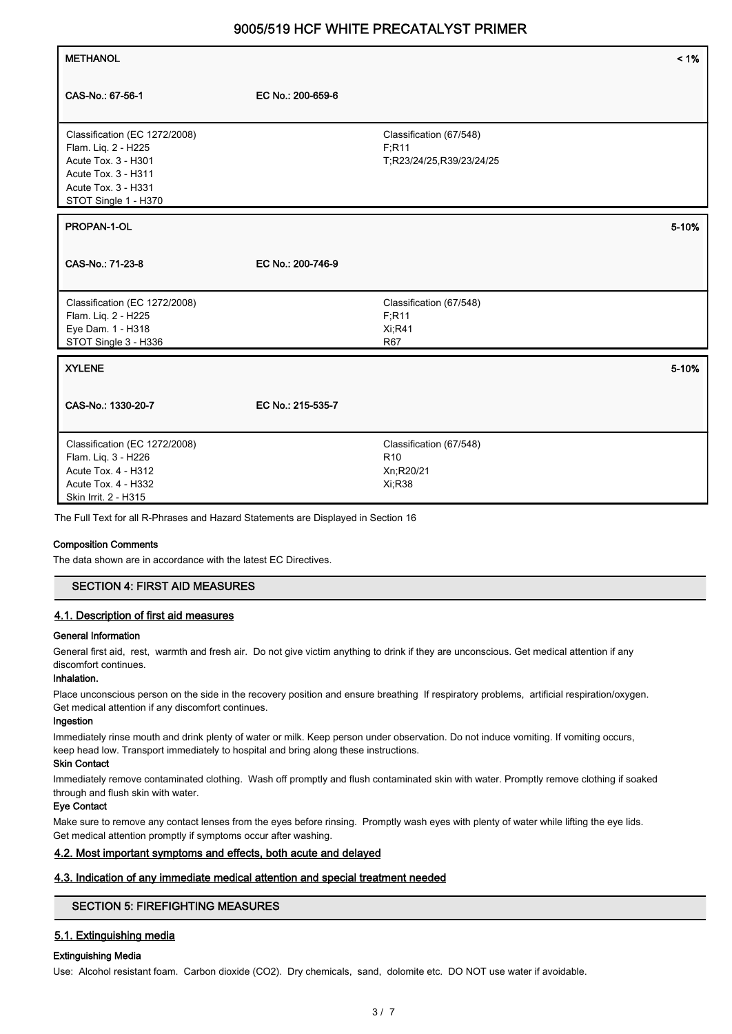| METHANOL | | < 1% |
|---|---|---|
| CAS-No.: 67-56-1 | EC No.: 200-659-6 | |
| Classification (EC 1272/2008)<br>Flam. Liq. 2 - H225<br>Acute Tox. 3 - H301<br>Acute Tox. 3 - H311<br>Acute Tox. 3 - H331<br>STOT Single 1 - H370 | | Classification (67/548)<br>F;R11<br>T;R23/24/25,R39/23/24/25 |

| PROPAN-1-OL | | 5-10% |
|---|---|---|
| CAS-No.: 71-23-8 | EC No.: 200-746-9 | |
| Classification (EC 1272/2008)<br>Flam. Liq. 2 - H225<br>Eye Dam. 1 - H318<br>STOT Single 3 - H336 | | Classification (67/548)<br>F;R11<br>Xi;R41<br>R67 |

| XYLENE | | 5-10% |
|---|---|---|
| CAS-No.: 1330-20-7 | EC No.: 215-535-7 | |
| Classification (EC 1272/2008)<br>Flam. Liq. 3 - H226<br>Acute Tox. 4 - H312<br>Acute Tox. 4 - H332<br>Skin Irrit. 2 - H315 | | Classification (67/548)<br>R10<br>Xn;R20/21<br>Xi;R38 |

The Full Text for all R-Phrases and Hazard Statements are Displayed in Section 16

**Composition Comments**

The data shown are in accordance with the latest EC Directives.

## SECTION 4: FIRST AID MEASURES

### 4.1. Description of first aid measures

**General Information**

General first aid, rest, warmth and fresh air. Do not give victim anything to drink if they are unconscious. Get medical attention if any discomfort continues.

**Inhalation.**

Place unconscious person on the side in the recovery position and ensure breathing If respiratory problems, artificial respiration/oxygen. Get medical attention if any discomfort continues.

**Ingestion**

Immediately rinse mouth and drink plenty of water or milk. Keep person under observation. Do not induce vomiting. If vomiting occurs, keep head low. Transport immediately to hospital and bring along these instructions.

**Skin Contact**

Immediately remove contaminated clothing. Wash off promptly and flush contaminated skin with water. Promptly remove clothing if soaked through and flush skin with water.

**Eye Contact**

Make sure to remove any contact lenses from the eyes before rinsing. Promptly wash eyes with plenty of water while lifting the eye lids. Get medical attention promptly if symptoms occur after washing.

### 4.2. Most important symptoms and effects, both acute and delayed

### 4.3. Indication of any immediate medical attention and special treatment needed

## SECTION 5: FIREFIGHTING MEASURES

### 5.1. Extinguishing media

**Extinguishing Media**

Use: Alcohol resistant foam. Carbon dioxide ($CO_2$). Dry chemicals, sand, dolomite etc. DO NOT use water if avoidable.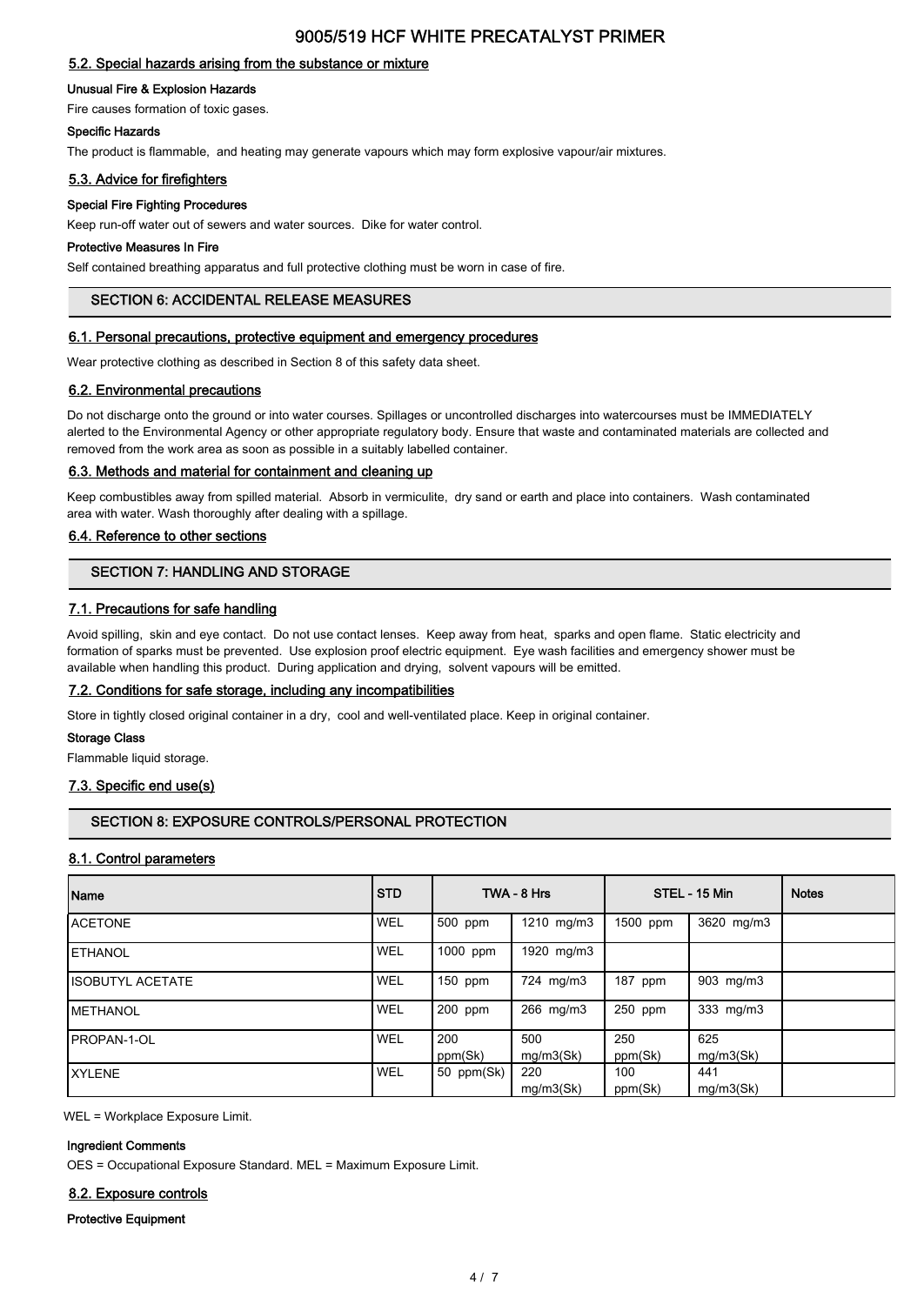### 5.2. Special hazards arising from the substance or mixture

**Unusual Fire & Explosion Hazards**

Fire causes formation of toxic gases.

**Specific Hazards**

The product is flammable, and heating may generate vapours which may form explosive vapour/air mixtures.

### 5.3. Advice for firefighters

**Special Fire Fighting Procedures**

Keep run-off water out of sewers and water sources. Dike for water control.

**Protective Measures In Fire**

Self contained breathing apparatus and full protective clothing must be worn in case of fire.

## SECTION 6: ACCIDENTAL RELEASE MEASURES

### 6.1. Personal precautions, protective equipment and emergency procedures

Wear protective clothing as described in Section 8 of this safety data sheet.

### 6.2. Environmental precautions

Do not discharge onto the ground or into water courses. Spillages or uncontrolled discharges into watercourses must be IMMEDIATELY alerted to the Environmental Agency or other appropriate regulatory body. Ensure that waste and contaminated materials are collected and removed from the work area as soon as possible in a suitably labelled container.

### 6.3. Methods and material for containment and cleaning up

Keep combustibles away from spilled material. Absorb in vermiculite, dry sand or earth and place into containers. Wash contaminated area with water. Wash thoroughly after dealing with a spillage.

### 6.4. Reference to other sections

## SECTION 7: HANDLING AND STORAGE

### 7.1. Precautions for safe handling

Avoid spilling, skin and eye contact. Do not use contact lenses. Keep away from heat, sparks and open flame. Static electricity and formation of sparks must be prevented. Use explosion proof electric equipment. Eye wash facilities and emergency shower must be available when handling this product. During application and drying, solvent vapours will be emitted.

### 7.2. Conditions for safe storage, including any incompatibilities

Store in tightly closed original container in a dry, cool and well-ventilated place. Keep in original container.

**Storage Class**

Flammable liquid storage.

### 7.3. Specific end use(s)

## SECTION 8: EXPOSURE CONTROLS/PERSONAL PROTECTION

### 8.1. Control parameters

| Name | STD | TWA - 8 Hrs | | STEL - 15 Min | | Notes |
|---|---|---|---|---|---|---|
| ACETONE | WEL | 500 ppm | 1210 mg/m3 | 1500 ppm | 3620 mg/m3 | |
| ETHANOL | WEL | 1000 ppm | 1920 mg/m3 | | | |
| ISOBUTYL ACETATE | WEL | 150 ppm | 724 mg/m3 | 187 ppm | 903 mg/m3 | |
| METHANOL | WEL | 200 ppm | 266 mg/m3 | 250 ppm | 333 mg/m3 | |
| PROPAN-1-OL | WEL | 200 ppm(Sk) | 500 mg/m3(Sk) | 250 ppm(Sk) | 625 mg/m3(Sk) | |
| XYLENE | WEL | 50 ppm(Sk) | 220 mg/m3(Sk) | 100 ppm(Sk) | 441 mg/m3(Sk) | |

WEL = Workplace Exposure Limit.

**Ingredient Comments**

OES = Occupational Exposure Standard. MEL = Maximum Exposure Limit.

### 8.2. Exposure controls

**Protective Equipment**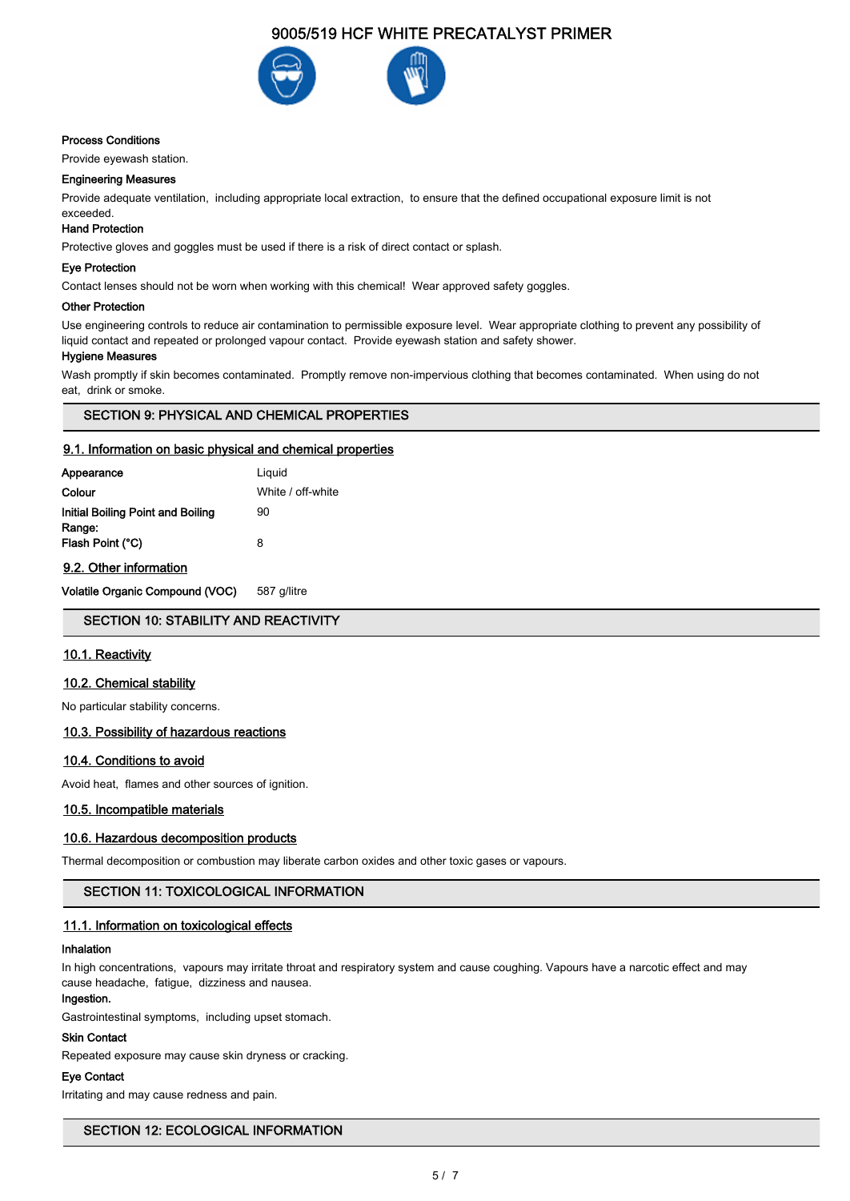**Process Conditions**

Provide eyewash station.

**Engineering Measures**

Provide adequate ventilation, including appropriate local extraction, to ensure that the defined occupational exposure limit is not exceeded.

**Hand Protection**

Protective gloves and goggles must be used if there is a risk of direct contact or splash.

**Eye Protection**

Contact lenses should not be worn when working with this chemical! Wear approved safety goggles.

**Other Protection**

Use engineering controls to reduce air contamination to permissible exposure level. Wear appropriate clothing to prevent any possibility of liquid contact and repeated or prolonged vapour contact. Provide eyewash station and safety shower.

**Hygiene Measures**

Wash promptly if skin becomes contaminated. Promptly remove non-impervious clothing that becomes contaminated. When using do not eat, drink or smoke.

## SECTION 9: PHYSICAL AND CHEMICAL PROPERTIES

### 9.1. Information on basic physical and chemical properties

| | |
|---|---|
| **Appearance** | Liquid |
| **Colour** | White / off-white |
| **Initial Boiling Point and Boiling Range:** | 90 |
| **Flash Point (°C)** | 8 |

### 9.2. Other information

| | |
|---|---|
| **Volatile Organic Compound (VOC)** | 587 g/litre |

## SECTION 10: STABILITY AND REACTIVITY

### 10.1. Reactivity

### 10.2. Chemical stability

No particular stability concerns.

### 10.3. Possibility of hazardous reactions

### 10.4. Conditions to avoid

Avoid heat, flames and other sources of ignition.

### 10.5. Incompatible materials

### 10.6. Hazardous decomposition products

Thermal decomposition or combustion may liberate carbon oxides and other toxic gases or vapours.

## SECTION 11: TOXICOLOGICAL INFORMATION

### 11.1. Information on toxicological effects

**Inhalation**

In high concentrations, vapours may irritate throat and respiratory system and cause coughing. Vapours have a narcotic effect and may cause headache, fatigue, dizziness and nausea.

**Ingestion.**

Gastrointestinal symptoms, including upset stomach.

**Skin Contact**

Repeated exposure may cause skin dryness or cracking.

**Eye Contact**

Irritating and may cause redness and pain.

## SECTION 12: ECOLOGICAL INFORMATION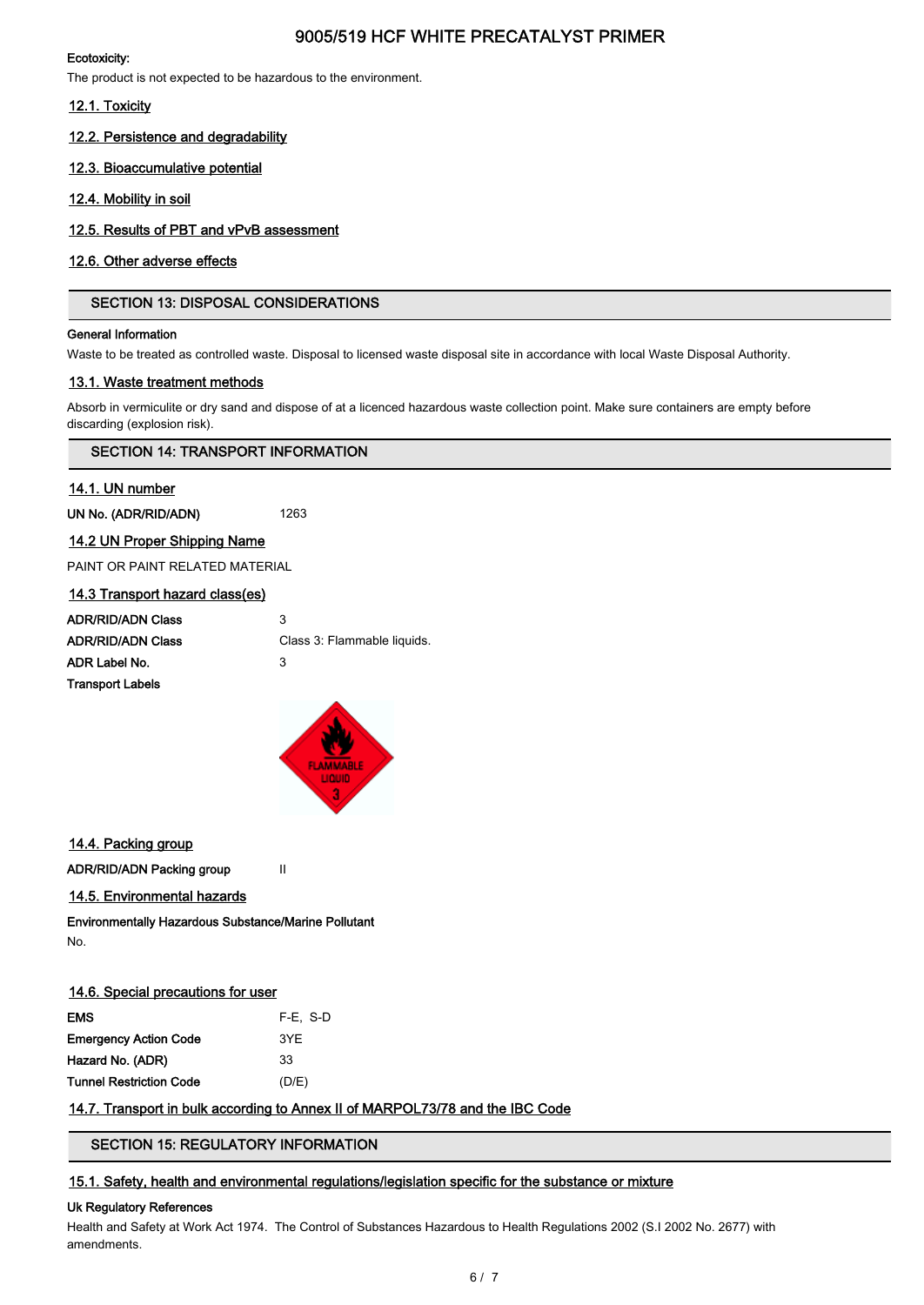**Ecotoxicity:**

The product is not expected to be hazardous to the environment.

### 12.1. Toxicity

### 12.2. Persistence and degradability

### 12.3. Bioaccumulative potential

### 12.4. Mobility in soil

### 12.5. Results of PBT and vPvB assessment

### 12.6. Other adverse effects

## SECTION 13: DISPOSAL CONSIDERATIONS

**General Information**

Waste to be treated as controlled waste. Disposal to licensed waste disposal site in accordance with local Waste Disposal Authority.

### 13.1. Waste treatment methods

Absorb in vermiculite or dry sand and dispose of at a licenced hazardous waste collection point. Make sure containers are empty before discarding (explosion risk).

## SECTION 14: TRANSPORT INFORMATION

### 14.1. UN number

**UN No. (ADR/RID/ADN)** 1263

### 14.2 UN Proper Shipping Name

PAINT OR PAINT RELATED MATERIAL

### 14.3 Transport hazard class(es)

**ADR/RID/ADN Class** 3

**ADR/RID/ADN Class** Class 3: Flammable liquids.

**ADR Label No.** 3

**Transport Labels**

### 14.4. Packing group

**ADR/RID/ADN Packing group** II

### 14.5. Environmental hazards

**Environmentally Hazardous Substance/Marine Pollutant**

No.

### 14.6. Special precautions for user

**EMS** F-E, S-D

**Emergency Action Code** 3YE

**Hazard No. (ADR)** 33

**Tunnel Restriction Code** (D/E)

### 14.7. Transport in bulk according to Annex II of MARPOL73/78 and the IBC Code

## SECTION 15: REGULATORY INFORMATION

### 15.1. Safety, health and environmental regulations/legislation specific for the substance or mixture

**Uk Regulatory References**

Health and Safety at Work Act 1974. The Control of Substances Hazardous to Health Regulations 2002 (S.I 2002 No. 2677) with amendments.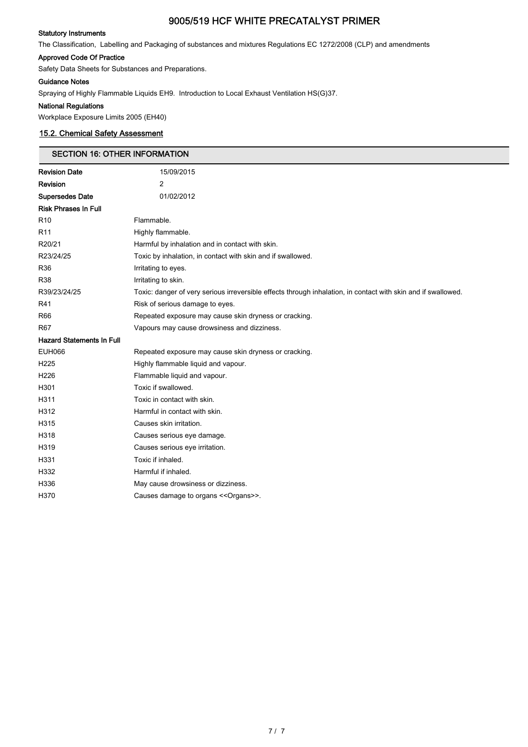**Statutory Instruments**

The Classification, Labelling and Packaging of substances and mixtures Regulations EC 1272/2008 (CLP) and amendments

**Approved Code Of Practice**

Safety Data Sheets for Substances and Preparations.

**Guidance Notes**

Spraying of Highly Flammable Liquids EH9. Introduction to Local Exhaust Ventilation HS(G)37.

**National Regulations**

Workplace Exposure Limits 2005 (EH40)

### 15.2. Chemical Safety Assessment

## SECTION 16: OTHER INFORMATION

| | |
|---|---|
| **Revision Date** | 15/09/2015 |
| **Revision** | 2 |
| **Supersedes Date** | 01/02/2012 |

**Risk Phrases In Full**

| | |
|---|---|
| R10 | Flammable. |
| R11 | Highly flammable. |
| R20/21 | Harmful by inhalation and in contact with skin. |
| R23/24/25 | Toxic by inhalation, in contact with skin and if swallowed. |
| R36 | Irritating to eyes. |
| R38 | Irritating to skin. |
| R39/23/24/25 | Toxic: danger of very serious irreversible effects through inhalation, in contact with skin and if swallowed. |
| R41 | Risk of serious damage to eyes. |
| R66 | Repeated exposure may cause skin dryness or cracking. |
| R67 | Vapours may cause drowsiness and dizziness. |

**Hazard Statements In Full**

| | |
|---|---|
| EUH066 | Repeated exposure may cause skin dryness or cracking. |
| H225 | Highly flammable liquid and vapour. |
| H226 | Flammable liquid and vapour. |
| H301 | Toxic if swallowed. |
| H311 | Toxic in contact with skin. |
| H312 | Harmful in contact with skin. |
| H315 | Causes skin irritation. |
| H318 | Causes serious eye damage. |
| H319 | Causes serious eye irritation. |
| H331 | Toxic if inhaled. |
| H332 | Harmful if inhaled. |
| H336 | May cause drowsiness or dizziness. |
| H370 | Causes damage to organs <<Organs>>. |